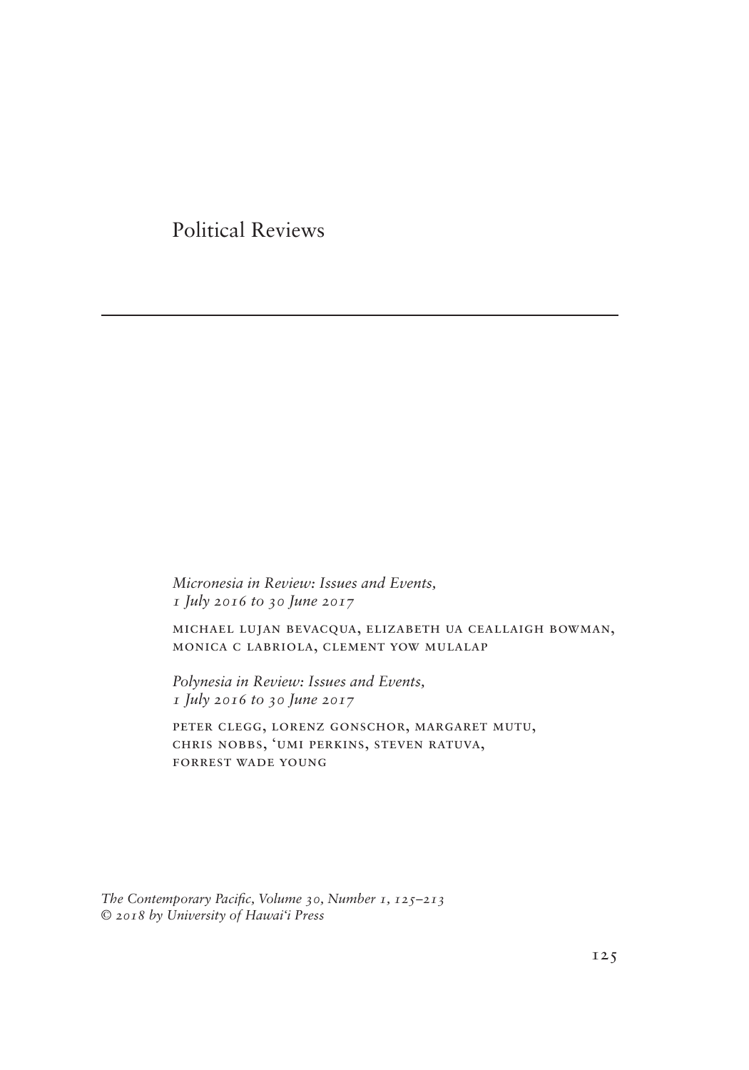# Political Reviews

*Micronesia in Review: Issues and Events, 1 July 2016 to 30 June 2017*

Michael Lujan Bevacqua, Elizabeth Ua Ceallaigh Bowman, Monica C Labriola, Clement Yow Mulalap

*Polynesia in Review: Issues and Events, 1 July 2016 to 30 June 2017*

Peter Clegg, Lorenz Gonschor, Margaret Mutu, Chris Nobbs, ʻUmi Perkins, Steven Ratuva, Forrest Wade Young

*The Contemporary Pacific, Volume 30, Number 1, 125–213*
*© 2018 by University of Hawaiʻi Press*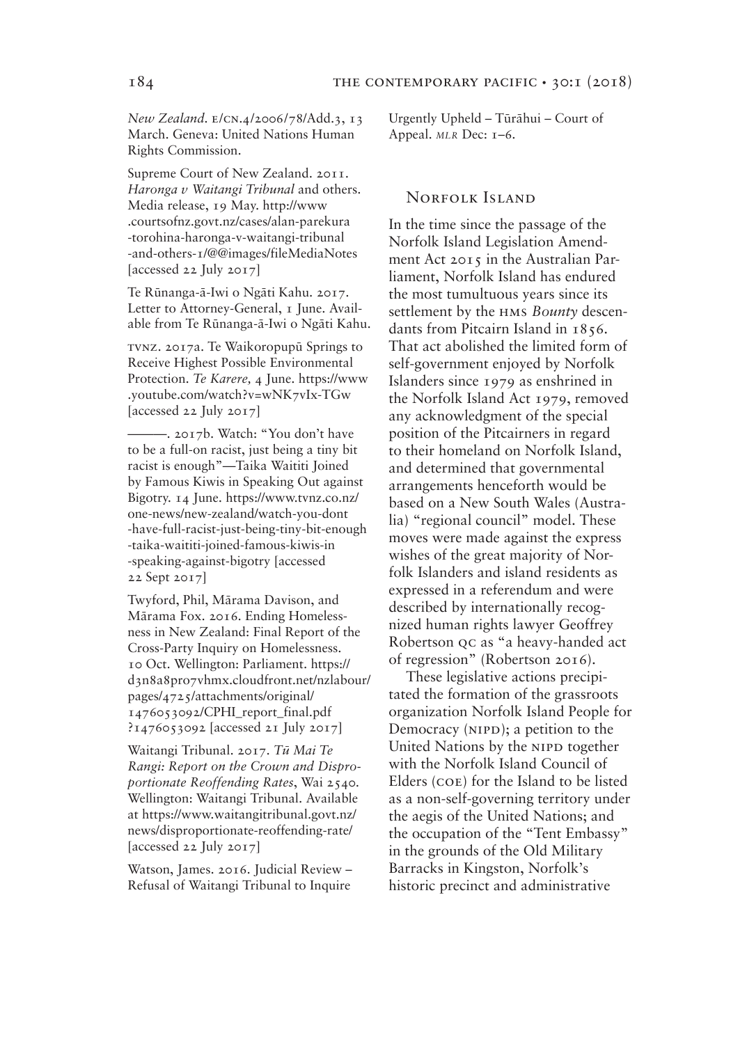*New Zealand*. E/CN.4/2006/78/Add.3, 13 March. Geneva: United Nations Human Rights Commission.

Supreme Court of New Zealand. 2011. *Haronga v Waitangi Tribunal* and others. Media release, 19 May. http://www.courtsofnz.govt.nz/cases/alan-parekura-torohina-haronga-v-waitangi-tribunal-and-others-1/@@images/fileMediaNotes [accessed 22 July 2017]

Te Rūnanga-ā-Iwi o Ngāti Kahu. 2017. Letter to Attorney-General, 1 June. Available from Te Rūnanga-ā-Iwi o Ngāti Kahu.

TVNZ. 2017a. Te Waikoropupū Springs to Receive Highest Possible Environmental Protection. *Te Karere*, 4 June. https://www.youtube.com/watch?v=wNK7vIx-TGw [accessed 22 July 2017]

———. 2017b. Watch: "You don't have to be a full-on racist, just being a tiny bit racist is enough"—Taika Waititi Joined by Famous Kiwis in Speaking Out against Bigotry. 14 June. https://www.tvnz.co.nz/one-news/new-zealand/watch-you-dont-have-full-racist-just-being-tiny-bit-enough-taika-waititi-joined-famous-kiwis-in-speaking-against-bigotry [accessed 22 Sept 2017]

Twyford, Phil, Mārama Davison, and Mārama Fox. 2016. Ending Homelessness in New Zealand: Final Report of the Cross-Party Inquiry on Homelessness. 10 Oct. Wellington: Parliament. https://d3n8a8pro7vhmx.cloudfront.net/nzlabour/pages/4725/attachments/original/1476053092/CPHI_report_final.pdf?1476053092 [accessed 21 July 2017]

Waitangi Tribunal. 2017. *Tū Mai Te Rangi: Report on the Crown and Disproportionate Reoffending Rates*, Wai 2540. Wellington: Waitangi Tribunal. Available at https://www.waitangitribunal.govt.nz/news/disproportionate-reoffending-rate/ [accessed 22 July 2017]

Watson, James. 2016. Judicial Review – Refusal of Waitangi Tribunal to Inquire Urgently Upheld – Tūrāhui – Court of Appeal. *MLR* Dec: 1–6.

## Norfolk Island

In the time since the passage of the Norfolk Island Legislation Amendment Act 2015 in the Australian Parliament, Norfolk Island has endured the most tumultuous years since its settlement by the HMS *Bounty* descendants from Pitcairn Island in 1856. That act abolished the limited form of self-government enjoyed by Norfolk Islanders since 1979 as enshrined in the Norfolk Island Act 1979, removed any acknowledgment of the special position of the Pitcairners in regard to their homeland on Norfolk Island, and determined that governmental arrangements henceforth would be based on a New South Wales (Australia) "regional council" model. These moves were made against the express wishes of the great majority of Norfolk Islanders and island residents as expressed in a referendum and were described by internationally recognized human rights lawyer Geoffrey Robertson QC as "a heavy-handed act of regression" (Robertson 2016).

These legislative actions precipitated the formation of the grassroots organization Norfolk Island People for Democracy (NIPD); a petition to the United Nations by the NIPD together with the Norfolk Island Council of Elders (COE) for the Island to be listed as a non-self-governing territory under the aegis of the United Nations; and the occupation of the "Tent Embassy" in the grounds of the Old Military Barracks in Kingston, Norfolk's historic precinct and administrative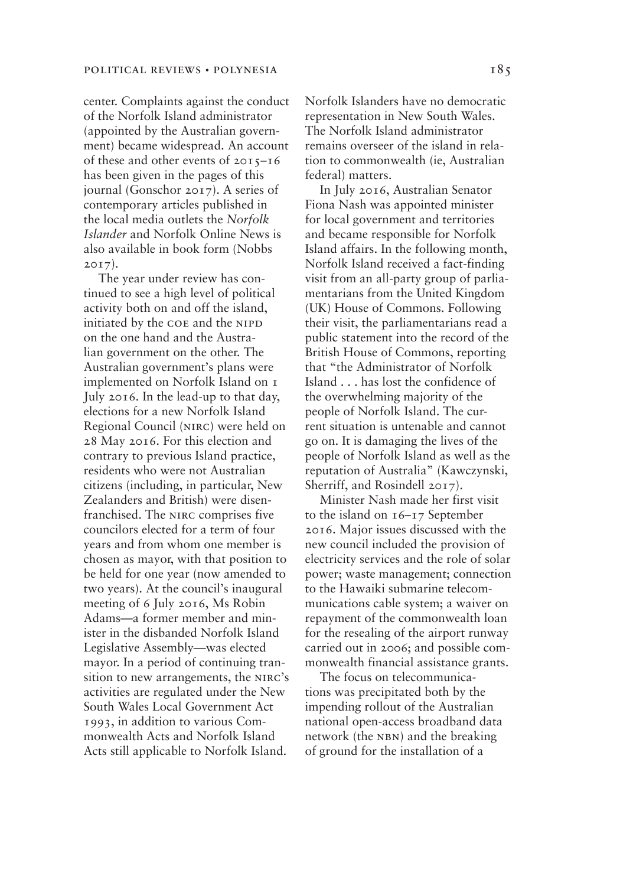center. Complaints against the conduct of the Norfolk Island administrator (appointed by the Australian government) became widespread. An account of these and other events of 2015–16 has been given in the pages of this journal (Gonschor 2017). A series of contemporary articles published in the local media outlets the *Norfolk Islander* and Norfolk Online News is also available in book form (Nobbs 2017).

The year under review has continued to see a high level of political activity both on and off the island, initiated by the COE and the NIPD on the one hand and the Australian government on the other. The Australian government's plans were implemented on Norfolk Island on 1 July 2016. In the lead-up to that day, elections for a new Norfolk Island Regional Council (NIRC) were held on 28 May 2016. For this election and contrary to previous Island practice, residents who were not Australian citizens (including, in particular, New Zealanders and British) were disenfranchised. The NIRC comprises five councilors elected for a term of four years and from whom one member is chosen as mayor, with that position to be held for one year (now amended to two years). At the council's inaugural meeting of 6 July 2016, Ms Robin Adams—a former member and minister in the disbanded Norfolk Island Legislative Assembly—was elected mayor. In a period of continuing transition to new arrangements, the NIRC's activities are regulated under the New South Wales Local Government Act 1993, in addition to various Commonwealth Acts and Norfolk Island Acts still applicable to Norfolk Island. Norfolk Islanders have no democratic representation in New South Wales. The Norfolk Island administrator remains overseer of the island in relation to commonwealth (ie, Australian federal) matters.

In July 2016, Australian Senator Fiona Nash was appointed minister for local government and territories and became responsible for Norfolk Island affairs. In the following month, Norfolk Island received a fact-finding visit from an all-party group of parliamentarians from the United Kingdom (UK) House of Commons. Following their visit, the parliamentarians read a public statement into the record of the British House of Commons, reporting that "the Administrator of Norfolk Island . . . has lost the confidence of the overwhelming majority of the people of Norfolk Island. The current situation is untenable and cannot go on. It is damaging the lives of the people of Norfolk Island as well as the reputation of Australia" (Kawczynski, Sherriff, and Rosindell 2017).

Minister Nash made her first visit to the island on 16–17 September 2016. Major issues discussed with the new council included the provision of electricity services and the role of solar power; waste management; connection to the Hawaiki submarine telecommunications cable system; a waiver on repayment of the commonwealth loan for the resealing of the airport runway carried out in 2006; and possible commonwealth financial assistance grants.

The focus on telecommunications was precipitated both by the impending rollout of the Australian national open-access broadband data network (the NBN) and the breaking of ground for the installation of a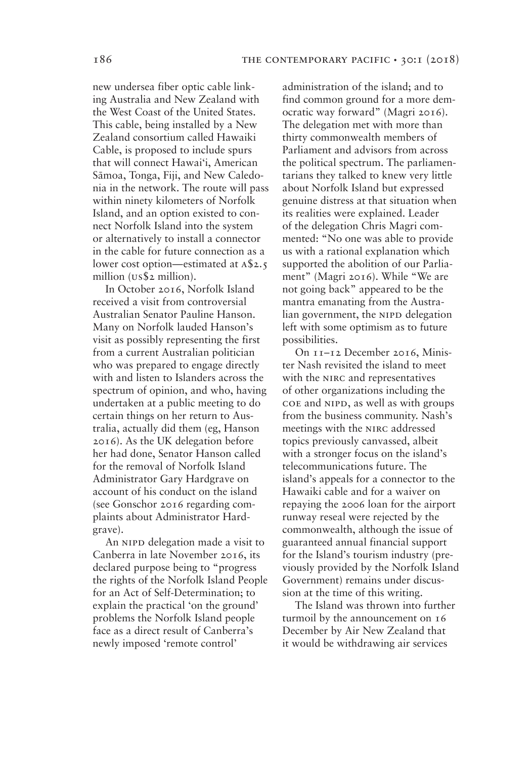new undersea fiber optic cable linking Australia and New Zealand with the West Coast of the United States. This cable, being installed by a New Zealand consortium called Hawaiki Cable, is proposed to include spurs that will connect Hawai'i, American Sāmoa, Tonga, Fiji, and New Caledonia in the network. The route will pass within ninety kilometers of Norfolk Island, and an option existed to connect Norfolk Island into the system or alternatively to install a connector in the cable for future connection as a lower cost option—estimated at A$2.5 million (US$2 million).

In October 2016, Norfolk Island received a visit from controversial Australian Senator Pauline Hanson. Many on Norfolk lauded Hanson's visit as possibly representing the first from a current Australian politician who was prepared to engage directly with and listen to Islanders across the spectrum of opinion, and who, having undertaken at a public meeting to do certain things on her return to Australia, actually did them (eg, Hanson 2016). As the UK delegation before her had done, Senator Hanson called for the removal of Norfolk Island Administrator Gary Hardgrave on account of his conduct on the island (see Gonschor 2016 regarding complaints about Administrator Hardgrave).

An NIPD delegation made a visit to Canberra in late November 2016, its declared purpose being to "progress the rights of the Norfolk Island People for an Act of Self-Determination; to explain the practical 'on the ground' problems the Norfolk Island people face as a direct result of Canberra's newly imposed 'remote control' administration of the island; and to find common ground for a more democratic way forward" (Magri 2016). The delegation met with more than thirty commonwealth members of Parliament and advisors from across the political spectrum. The parliamentarians they talked to knew very little about Norfolk Island but expressed genuine distress at that situation when its realities were explained. Leader of the delegation Chris Magri commented: "No one was able to provide us with a rational explanation which supported the abolition of our Parliament" (Magri 2016). While "We are not going back" appeared to be the mantra emanating from the Australian government, the NIPD delegation left with some optimism as to future possibilities.

On 11–12 December 2016, Minister Nash revisited the island to meet with the NIRC and representatives of other organizations including the COE and NIPD, as well as with groups from the business community. Nash's meetings with the NIRC addressed topics previously canvassed, albeit with a stronger focus on the island's telecommunications future. The island's appeals for a connector to the Hawaiki cable and for a waiver on repaying the 2006 loan for the airport runway reseal were rejected by the commonwealth, although the issue of guaranteed annual financial support for the Island's tourism industry (previously provided by the Norfolk Island Government) remains under discussion at the time of this writing.

The Island was thrown into further turmoil by the announcement on 16 December by Air New Zealand that it would be withdrawing air services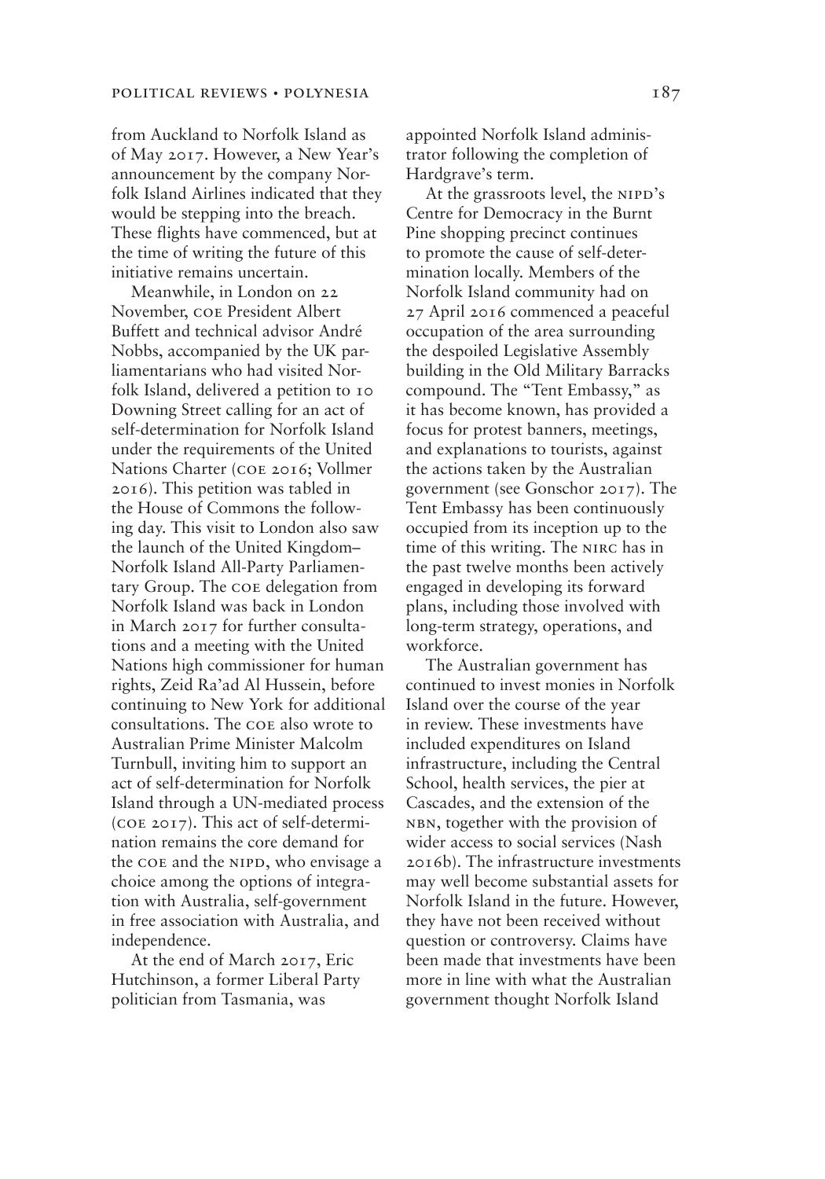from Auckland to Norfolk Island as of May 2017. However, a New Year's announcement by the company Norfolk Island Airlines indicated that they would be stepping into the breach. These flights have commenced, but at the time of writing the future of this initiative remains uncertain.

Meanwhile, in London on 22 November, COE President Albert Buffett and technical advisor André Nobbs, accompanied by the UK parliamentarians who had visited Norfolk Island, delivered a petition to 10 Downing Street calling for an act of self-determination for Norfolk Island under the requirements of the United Nations Charter (COE 2016; Vollmer 2016). This petition was tabled in the House of Commons the following day. This visit to London also saw the launch of the United Kingdom–Norfolk Island All-Party Parliamentary Group. The COE delegation from Norfolk Island was back in London in March 2017 for further consultations and a meeting with the United Nations high commissioner for human rights, Zeid Ra'ad Al Hussein, before continuing to New York for additional consultations. The COE also wrote to Australian Prime Minister Malcolm Turnbull, inviting him to support an act of self-determination for Norfolk Island through a UN-mediated process (COE 2017). This act of self-determination remains the core demand for the COE and the NIPD, who envisage a choice among the options of integration with Australia, self-government in free association with Australia, and independence.

At the end of March 2017, Eric Hutchinson, a former Liberal Party politician from Tasmania, was appointed Norfolk Island administrator following the completion of Hardgrave's term.

At the grassroots level, the NIPD's Centre for Democracy in the Burnt Pine shopping precinct continues to promote the cause of self-determination locally. Members of the Norfolk Island community had on 27 April 2016 commenced a peaceful occupation of the area surrounding the despoiled Legislative Assembly building in the Old Military Barracks compound. The "Tent Embassy," as it has become known, has provided a focus for protest banners, meetings, and explanations to tourists, against the actions taken by the Australian government (see Gonschor 2017). The Tent Embassy has been continuously occupied from its inception up to the time of this writing. The NIRC has in the past twelve months been actively engaged in developing its forward plans, including those involved with long-term strategy, operations, and workforce.

The Australian government has continued to invest monies in Norfolk Island over the course of the year in review. These investments have included expenditures on Island infrastructure, including the Central School, health services, the pier at Cascades, and the extension of the NBN, together with the provision of wider access to social services (Nash 2016b). The infrastructure investments may well become substantial assets for Norfolk Island in the future. However, they have not been received without question or controversy. Claims have been made that investments have been more in line with what the Australian government thought Norfolk Island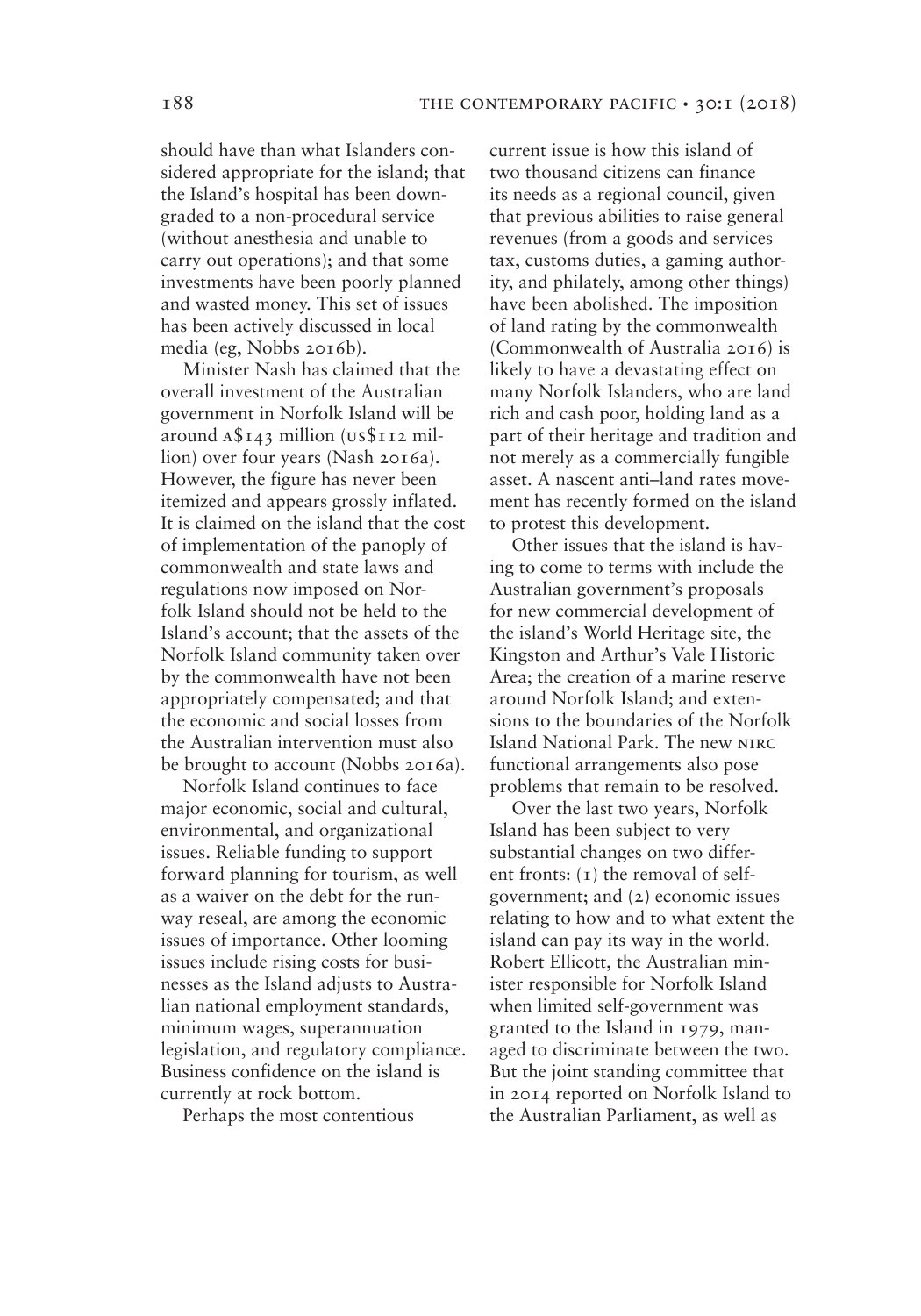should have than what Islanders considered appropriate for the island; that the Island's hospital has been downgraded to a non-procedural service (without anesthesia and unable to carry out operations); and that some investments have been poorly planned and wasted money. This set of issues has been actively discussed in local media (eg, Nobbs 2016b).

Minister Nash has claimed that the overall investment of the Australian government in Norfolk Island will be around A$143 million (US$112 million) over four years (Nash 2016a). However, the figure has never been itemized and appears grossly inflated. It is claimed on the island that the cost of implementation of the panoply of commonwealth and state laws and regulations now imposed on Norfolk Island should not be held to the Island's account; that the assets of the Norfolk Island community taken over by the commonwealth have not been appropriately compensated; and that the economic and social losses from the Australian intervention must also be brought to account (Nobbs 2016a).

Norfolk Island continues to face major economic, social and cultural, environmental, and organizational issues. Reliable funding to support forward planning for tourism, as well as a waiver on the debt for the runway reseal, are among the economic issues of importance. Other looming issues include rising costs for businesses as the Island adjusts to Australian national employment standards, minimum wages, superannuation legislation, and regulatory compliance. Business confidence on the island is currently at rock bottom.

Perhaps the most contentious current issue is how this island of two thousand citizens can finance its needs as a regional council, given that previous abilities to raise general revenues (from a goods and services tax, customs duties, a gaming authority, and philately, among other things) have been abolished. The imposition of land rating by the commonwealth (Commonwealth of Australia 2016) is likely to have a devastating effect on many Norfolk Islanders, who are land rich and cash poor, holding land as a part of their heritage and tradition and not merely as a commercially fungible asset. A nascent anti–land rates movement has recently formed on the island to protest this development.

Other issues that the island is having to come to terms with include the Australian government's proposals for new commercial development of the island's World Heritage site, the Kingston and Arthur's Vale Historic Area; the creation of a marine reserve around Norfolk Island; and extensions to the boundaries of the Norfolk Island National Park. The new NIRC functional arrangements also pose problems that remain to be resolved.

Over the last two years, Norfolk Island has been subject to very substantial changes on two different fronts: (1) the removal of self-government; and (2) economic issues relating to how and to what extent the island can pay its way in the world. Robert Ellicott, the Australian minister responsible for Norfolk Island when limited self-government was granted to the Island in 1979, managed to discriminate between the two. But the joint standing committee that in 2014 reported on Norfolk Island to the Australian Parliament, as well as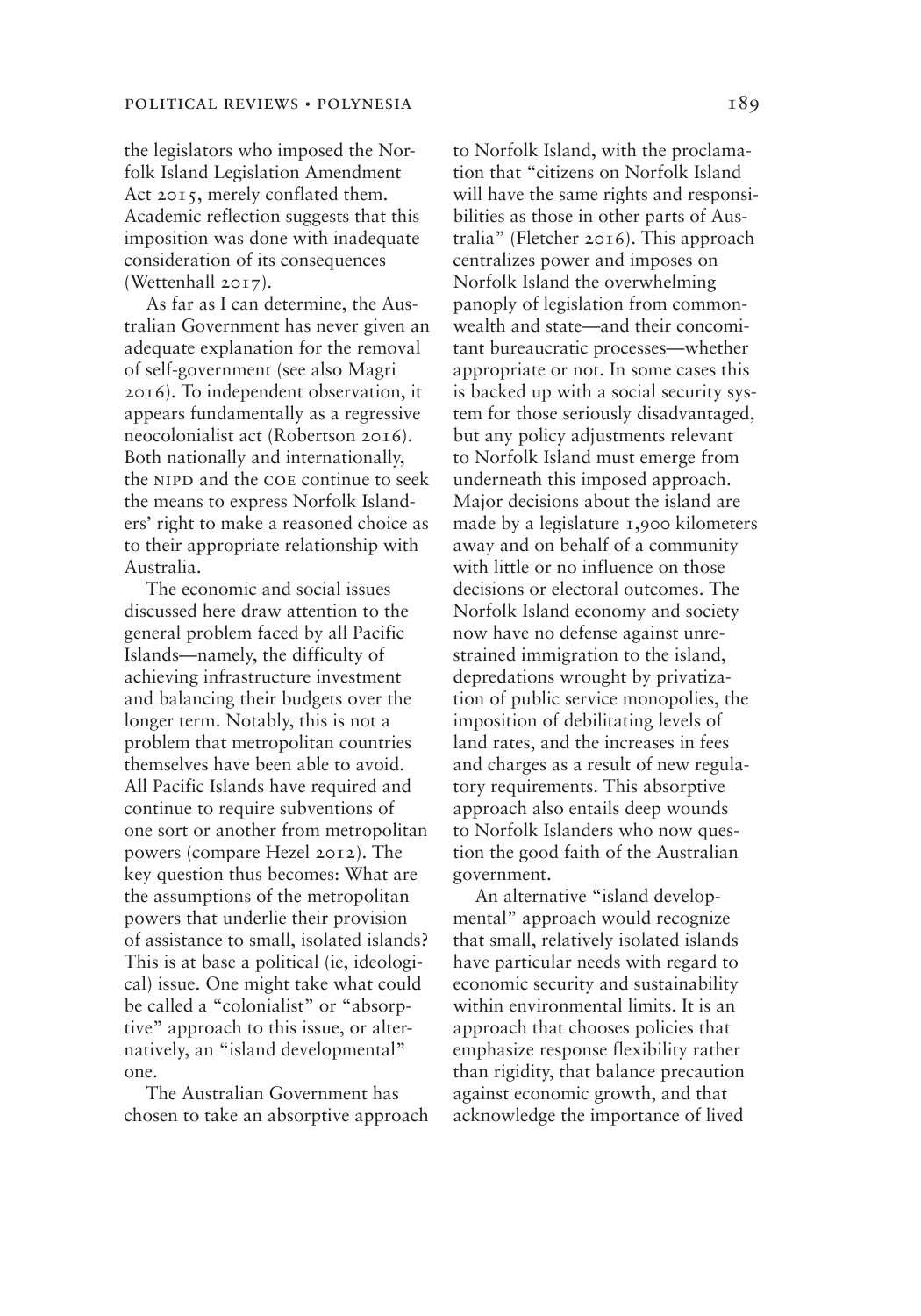the legislators who imposed the Norfolk Island Legislation Amendment Act 2015, merely conflated them. Academic reflection suggests that this imposition was done with inadequate consideration of its consequences (Wettenhall 2017).

As far as I can determine, the Australian Government has never given an adequate explanation for the removal of self-government (see also Magri 2016). To independent observation, it appears fundamentally as a regressive neocolonialist act (Robertson 2016). Both nationally and internationally, the NIPD and the COE continue to seek the means to express Norfolk Islanders' right to make a reasoned choice as to their appropriate relationship with Australia.

The economic and social issues discussed here draw attention to the general problem faced by all Pacific Islands—namely, the difficulty of achieving infrastructure investment and balancing their budgets over the longer term. Notably, this is not a problem that metropolitan countries themselves have been able to avoid. All Pacific Islands have required and continue to require subventions of one sort or another from metropolitan powers (compare Hezel 2012). The key question thus becomes: What are the assumptions of the metropolitan powers that underlie their provision of assistance to small, isolated islands? This is at base a political (ie, ideological) issue. One might take what could be called a "colonialist" or "absorptive" approach to this issue, or alternatively, an "island developmental" one.

The Australian Government has chosen to take an absorptive approach to Norfolk Island, with the proclamation that "citizens on Norfolk Island will have the same rights and responsibilities as those in other parts of Australia" (Fletcher 2016). This approach centralizes power and imposes on Norfolk Island the overwhelming panoply of legislation from commonwealth and state—and their concomitant bureaucratic processes—whether appropriate or not. In some cases this is backed up with a social security system for those seriously disadvantaged, but any policy adjustments relevant to Norfolk Island must emerge from underneath this imposed approach. Major decisions about the island are made by a legislature 1,900 kilometers away and on behalf of a community with little or no influence on those decisions or electoral outcomes. The Norfolk Island economy and society now have no defense against unrestrained immigration to the island, depredations wrought by privatization of public service monopolies, the imposition of debilitating levels of land rates, and the increases in fees and charges as a result of new regulatory requirements. This absorptive approach also entails deep wounds to Norfolk Islanders who now question the good faith of the Australian government.

An alternative "island developmental" approach would recognize that small, relatively isolated islands have particular needs with regard to economic security and sustainability within environmental limits. It is an approach that chooses policies that emphasize response flexibility rather than rigidity, that balance precaution against economic growth, and that acknowledge the importance of lived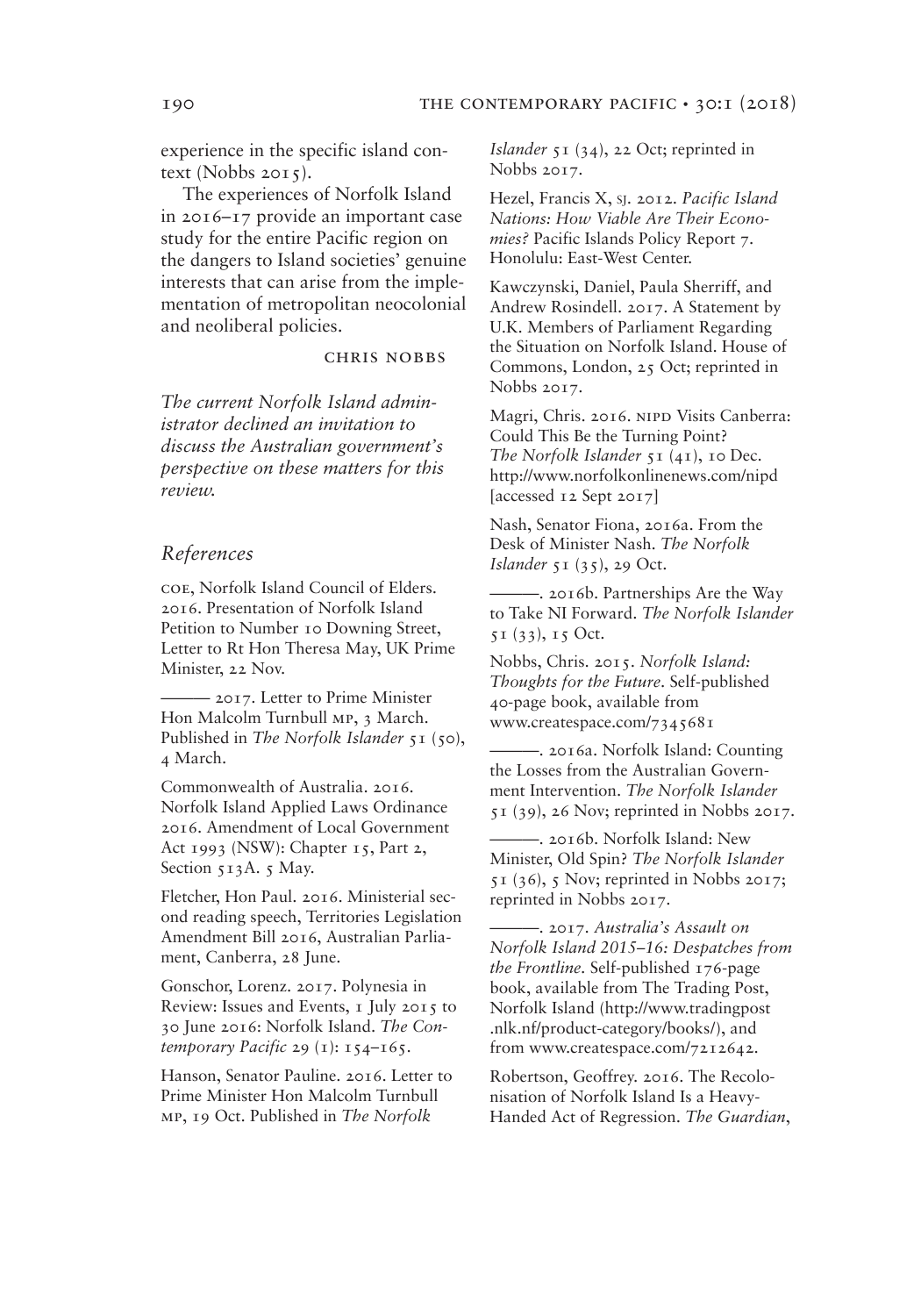experience in the specific island context (Nobbs 2015).

The experiences of Norfolk Island in 2016–17 provide an important case study for the entire Pacific region on the dangers to Island societies' genuine interests that can arise from the implementation of metropolitan neocolonial and neoliberal policies.

CHRIS NOBBS

*The current Norfolk Island administrator declined an invitation to discuss the Australian government's perspective on these matters for this review.*

## References

COE, Norfolk Island Council of Elders. 2016. Presentation of Norfolk Island Petition to Number 10 Downing Street, Letter to Rt Hon Theresa May, UK Prime Minister, 22 Nov.

——— 2017. Letter to Prime Minister Hon Malcolm Turnbull MP, 3 March. Published in *The Norfolk Islander* 51 (50), 4 March.

Commonwealth of Australia. 2016. Norfolk Island Applied Laws Ordinance 2016. Amendment of Local Government Act 1993 (NSW): Chapter 15, Part 2, Section 513A. 5 May.

Fletcher, Hon Paul. 2016. Ministerial second reading speech, Territories Legislation Amendment Bill 2016, Australian Parliament, Canberra, 28 June.

Gonschor, Lorenz. 2017. Polynesia in Review: Issues and Events, 1 July 2015 to 30 June 2016: Norfolk Island. *The Contemporary Pacific* 29 (1): 154–165.

Hanson, Senator Pauline. 2016. Letter to Prime Minister Hon Malcolm Turnbull MP, 19 Oct. Published in *The Norfolk Islander* 51 (34), 22 Oct; reprinted in Nobbs 2017.

Hezel, Francis X, SJ. 2012. *Pacific Island Nations: How Viable Are Their Economies?* Pacific Islands Policy Report 7. Honolulu: East-West Center.

Kawczynski, Daniel, Paula Sherriff, and Andrew Rosindell. 2017. A Statement by U.K. Members of Parliament Regarding the Situation on Norfolk Island. House of Commons, London, 25 Oct; reprinted in Nobbs 2017.

Magri, Chris. 2016. NIPD Visits Canberra: Could This Be the Turning Point? *The Norfolk Islander* 51 (41), 10 Dec. http://www.norfolkonlinenews.com/nipd [accessed 12 Sept 2017]

Nash, Senator Fiona, 2016a. From the Desk of Minister Nash. *The Norfolk Islander* 51 (35), 29 Oct.

———. 2016b. Partnerships Are the Way to Take NI Forward. *The Norfolk Islander* 51 (33), 15 Oct.

Nobbs, Chris. 2015. *Norfolk Island: Thoughts for the Future*. Self-published 40-page book, available from www.createspace.com/7345681

———. 2016a. Norfolk Island: Counting the Losses from the Australian Government Intervention. *The Norfolk Islander* 51 (39), 26 Nov; reprinted in Nobbs 2017.

———. 2016b. Norfolk Island: New Minister, Old Spin? *The Norfolk Islander* 51 (36), 5 Nov; reprinted in Nobbs 2017; reprinted in Nobbs 2017.

———. 2017. *Australia's Assault on Norfolk Island 2015–16: Despatches from the Frontline*. Self-published 176-page book, available from The Trading Post, Norfolk Island (http://www.tradingpost.nlk.nf/product-category/books/), and from www.createspace.com/7212642.

Robertson, Geoffrey. 2016. The Recolonisation of Norfolk Island Is a Heavy-Handed Act of Regression. *The Guardian*,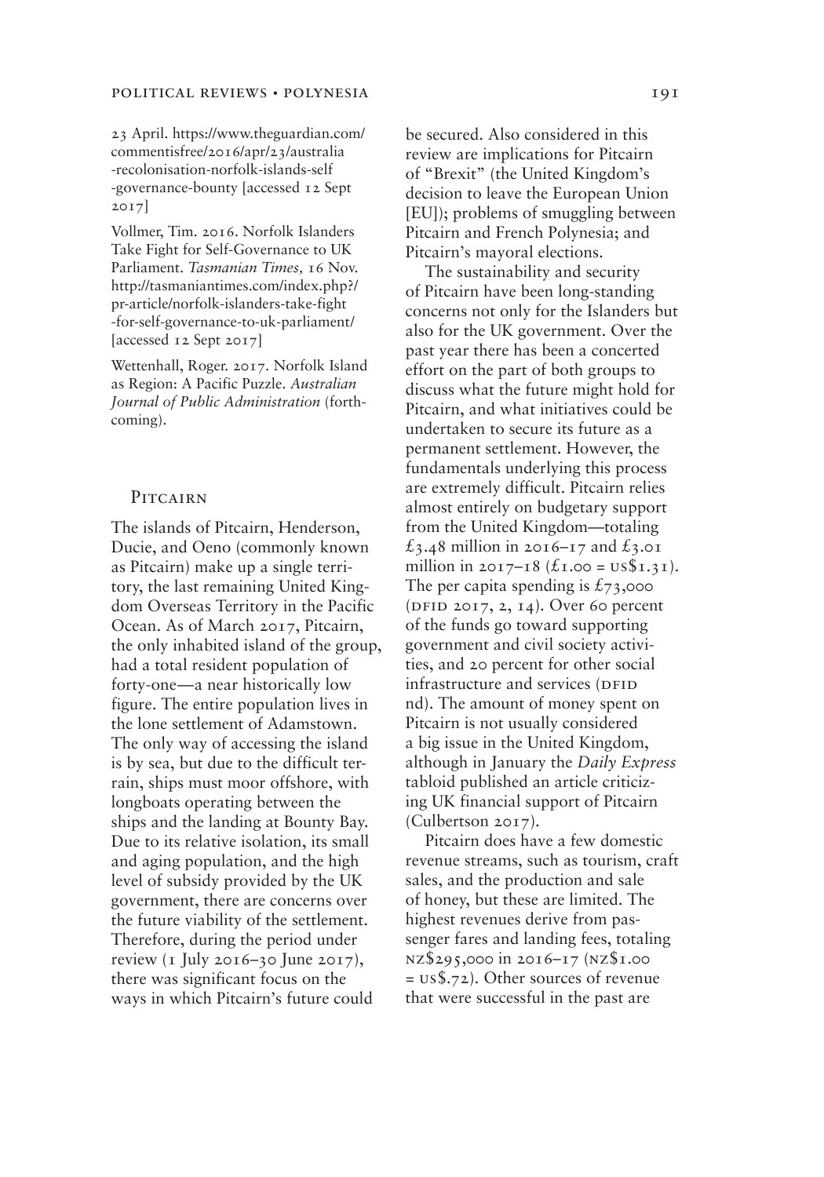23 April. https://www.theguardian.com/commentisfree/2016/apr/23/australia-recolonisation-norfolk-islands-self-governance-bounty [accessed 12 Sept 2017]

Vollmer, Tim. 2016. Norfolk Islanders Take Fight for Self-Governance to UK Parliament. *Tasmanian Times,* 16 Nov. http://tasmaniantimes.com/index.php?/pr-article/norfolk-islanders-take-fight-for-self-governance-to-uk-parliament/ [accessed 12 Sept 2017]

Wettenhall, Roger. 2017. Norfolk Island as Region: A Pacific Puzzle. *Australian Journal of Public Administration* (forthcoming).

## Pitcairn

The islands of Pitcairn, Henderson, Ducie, and Oeno (commonly known as Pitcairn) make up a single territory, the last remaining United Kingdom Overseas Territory in the Pacific Ocean. As of March 2017, Pitcairn, the only inhabited island of the group, had a total resident population of forty-one—a near historically low figure. The entire population lives in the lone settlement of Adamstown. The only way of accessing the island is by sea, but due to the difficult terrain, ships must moor offshore, with longboats operating between the ships and the landing at Bounty Bay. Due to its relative isolation, its small and aging population, and the high level of subsidy provided by the UK government, there are concerns over the future viability of the settlement. Therefore, during the period under review (1 July 2016–30 June 2017), there was significant focus on the ways in which Pitcairn's future could be secured. Also considered in this review are implications for Pitcairn of "Brexit" (the United Kingdom's decision to leave the European Union [EU]); problems of smuggling between Pitcairn and French Polynesia; and Pitcairn's mayoral elections.

The sustainability and security of Pitcairn have been long-standing concerns not only for the Islanders but also for the UK government. Over the past year there has been a concerted effort on the part of both groups to discuss what the future might hold for Pitcairn, and what initiatives could be undertaken to secure its future as a permanent settlement. However, the fundamentals underlying this process are extremely difficult. Pitcairn relies almost entirely on budgetary support from the United Kingdom—totaling £3.48 million in 2016–17 and £3.01 million in 2017–18 (£1.00 = us$1.31). The per capita spending is £73,000 (DFID 2017, 2, 14). Over 60 percent of the funds go toward supporting government and civil society activities, and 20 percent for other social infrastructure and services (DFID nd). The amount of money spent on Pitcairn is not usually considered a big issue in the United Kingdom, although in January the *Daily Express* tabloid published an article criticizing UK financial support of Pitcairn (Culbertson 2017).

Pitcairn does have a few domestic revenue streams, such as tourism, craft sales, and the production and sale of honey, but these are limited. The highest revenues derive from passenger fares and landing fees, totaling nz$295,000 in 2016–17 (nz$1.00 = us$.72). Other sources of revenue that were successful in the past are